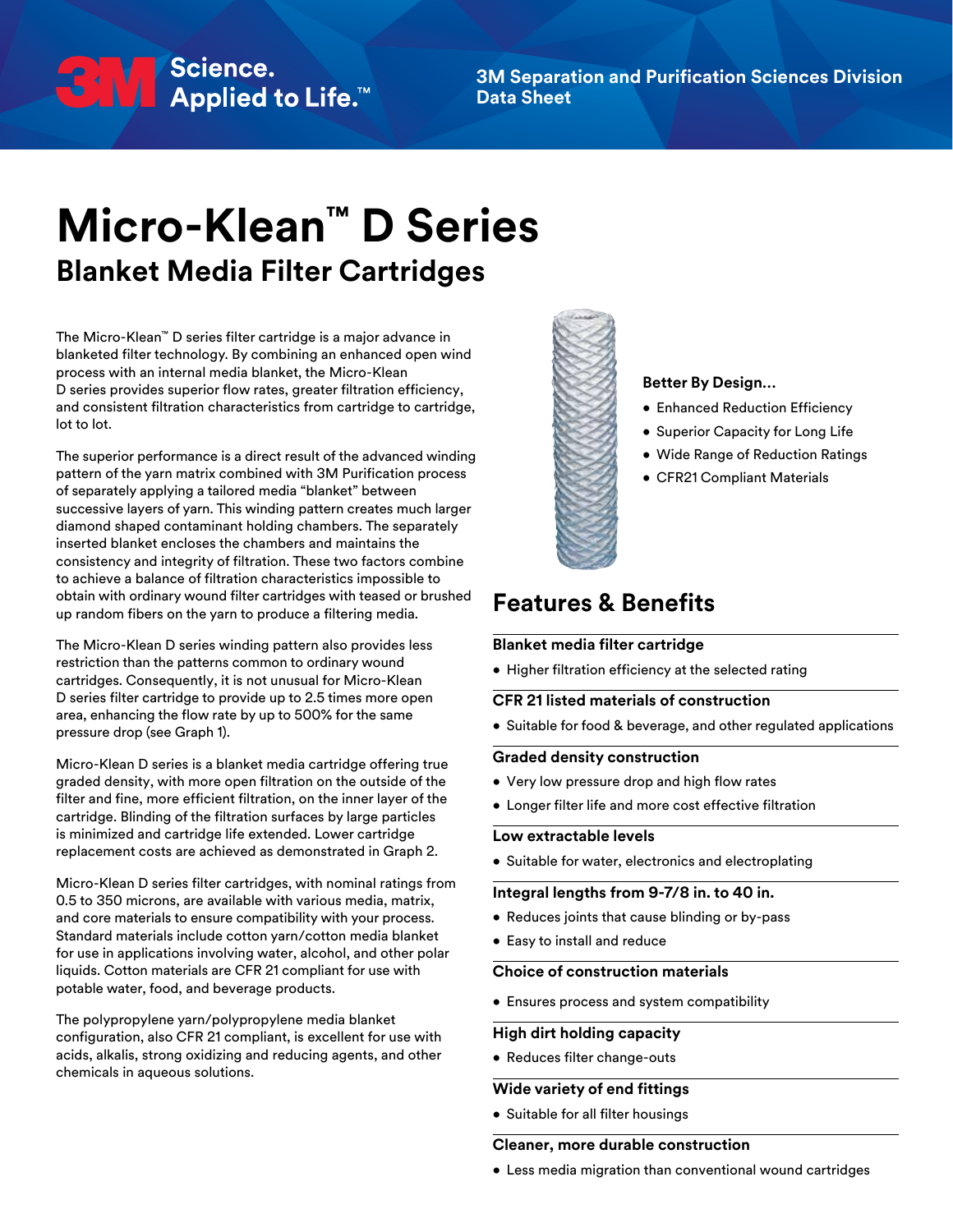3M Separation and Purification Sciences Division
Data Sheet

# Micro-Klean™ D Series

## Blanket Media Filter Cartridges

The Micro-Klean™ D series filter cartridge is a major advance in blanketed filter technology. By combining an enhanced open wind process with an internal media blanket, the Micro-Klean D series provides superior flow rates, greater filtration efficiency, and consistent filtration characteristics from cartridge to cartridge, lot to lot.

The superior performance is a direct result of the advanced winding pattern of the yarn matrix combined with 3M Purification process of separately applying a tailored media "blanket" between successive layers of yarn. This winding pattern creates much larger diamond shaped contaminant holding chambers. The separately inserted blanket encloses the chambers and maintains the consistency and integrity of filtration. These two factors combine to achieve a balance of filtration characteristics impossible to obtain with ordinary wound filter cartridges with teased or brushed up random fibers on the yarn to produce a filtering media.

The Micro-Klean D series winding pattern also provides less restriction than the patterns common to ordinary wound cartridges. Consequently, it is not unusual for Micro-Klean D series filter cartridge to provide up to 2.5 times more open area, enhancing the flow rate by up to 500% for the same pressure drop (see Graph 1).

Micro-Klean D series is a blanket media cartridge offering true graded density, with more open filtration on the outside of the filter and fine, more efficient filtration, on the inner layer of the cartridge. Blinding of the filtration surfaces by large particles is minimized and cartridge life extended. Lower cartridge replacement costs are achieved as demonstrated in Graph 2.

Micro-Klean D series filter cartridges, with nominal ratings from 0.5 to 350 microns, are available with various media, matrix, and core materials to ensure compatibility with your process. Standard materials include cotton yarn/cotton media blanket for use in applications involving water, alcohol, and other polar liquids. Cotton materials are CFR 21 compliant for use with potable water, food, and beverage products.

The polypropylene yarn/polypropylene media blanket configuration, also CFR 21 compliant, is excellent for use with acids, alkalis, strong oxidizing and reducing agents, and other chemicals in aqueous solutions.

**Better By Design...**

- Enhanced Reduction Efficiency
- Superior Capacity for Long Life
- Wide Range of Reduction Ratings
- CFR21 Compliant Materials

## Features & Benefits

**Blanket media filter cartridge**

- Higher filtration efficiency at the selected rating

**CFR 21 listed materials of construction**

- Suitable for food & beverage, and other regulated applications

**Graded density construction**

- Very low pressure drop and high flow rates
- Longer filter life and more cost effective filtration

**Low extractable levels**

- Suitable for water, electronics and electroplating

**Integral lengths from 9-7/8 in. to 40 in.**

- Reduces joints that cause blinding or by-pass
- Easy to install and reduce

**Choice of construction materials**

- Ensures process and system compatibility

**High dirt holding capacity**

- Reduces filter change-outs

**Wide variety of end fittings**

- Suitable for all filter housings

**Cleaner, more durable construction**

- Less media migration than conventional wound cartridges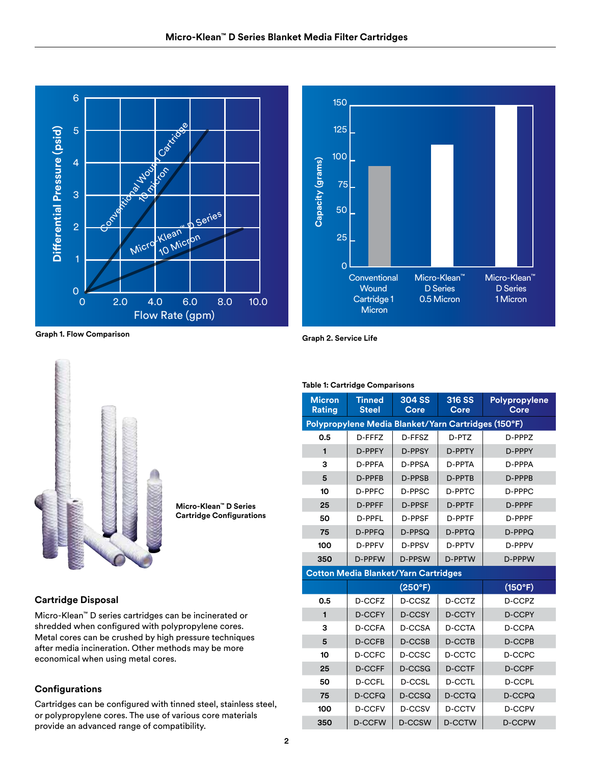Graph 1. Flow Comparison

Graph 2. Service Life

Micro-Klean™ D Series Cartridge Configurations

Table 1: Cartridge Comparisons

| Micron Rating | Tinned Steel | 304 SS Core | 316 SS Core | Polypropylene Core |
|---|---|---|---|---|
| **Polypropylene Media Blanket/Yarn Cartridges (150°F)** | | | | |
| 0.5 | D-FFFZ | D-FFSZ | D-PTZ | D-PPPZ |
| 1 | D-PPFY | D-PPSY | D-PPTY | D-PPPY |
| 3 | D-PPFA | D-PPSA | D-PPTA | D-PPPA |
| 5 | D-PPFB | D-PPSB | D-PPTB | D-PPPB |
| 10 | D-PPFC | D-PPSC | D-PPTC | D-PPPC |
| 25 | D-PPFF | D-PPSF | D-PPTF | D-PPPF |
| 50 | D-PPFL | D-PPSF | D-PPTF | D-PPPF |
| 75 | D-PPFQ | D-PPSQ | D-PPTQ | D-PPPQ |
| 100 | D-PPFV | D-PPSV | D-PPTV | D-PPPV |
| 350 | D-PPFW | D-PPSW | D-PPTW | D-PPPW |
| **Cotton Media Blanket/Yarn Cartridges** | | | | |
| | | (250°F) | | (150°F) |
| 0.5 | D-CCFZ | D-CCSZ | D-CCTZ | D-CCPZ |
| 1 | D-CCFY | D-CCSY | D-CCTY | D-CCPY |
| 3 | D-CCFA | D-CCSA | D-CCTA | D-CCPA |
| 5 | D-CCFB | D-CCSB | D-CCTB | D-CCPB |
| 10 | D-CCFC | D-CCSC | D-CCTC | D-CCPC |
| 25 | D-CCFF | D-CCSG | D-CCTF | D-CCPF |
| 50 | D-CCFL | D-CCSL | D-CCTL | D-CCPL |
| 75 | D-CCFQ | D-CCSQ | D-CCTQ | D-CCPQ |
| 100 | D-CCFV | D-CCSV | D-CCTV | D-CCPV |
| 350 | D-CCFW | D-CCSW | D-CCTW | D-CCPW |

### Cartridge Disposal

Micro-Klean™ D series cartridges can be incinerated or shredded when configured with polypropylene cores. Metal cores can be crushed by high pressure techniques after media incineration. Other methods may be more economical when using metal cores.

### Configurations

Cartridges can be configured with tinned steel, stainless steel, or polypropylene cores. The use of various core materials provide an advanced range of compatibility.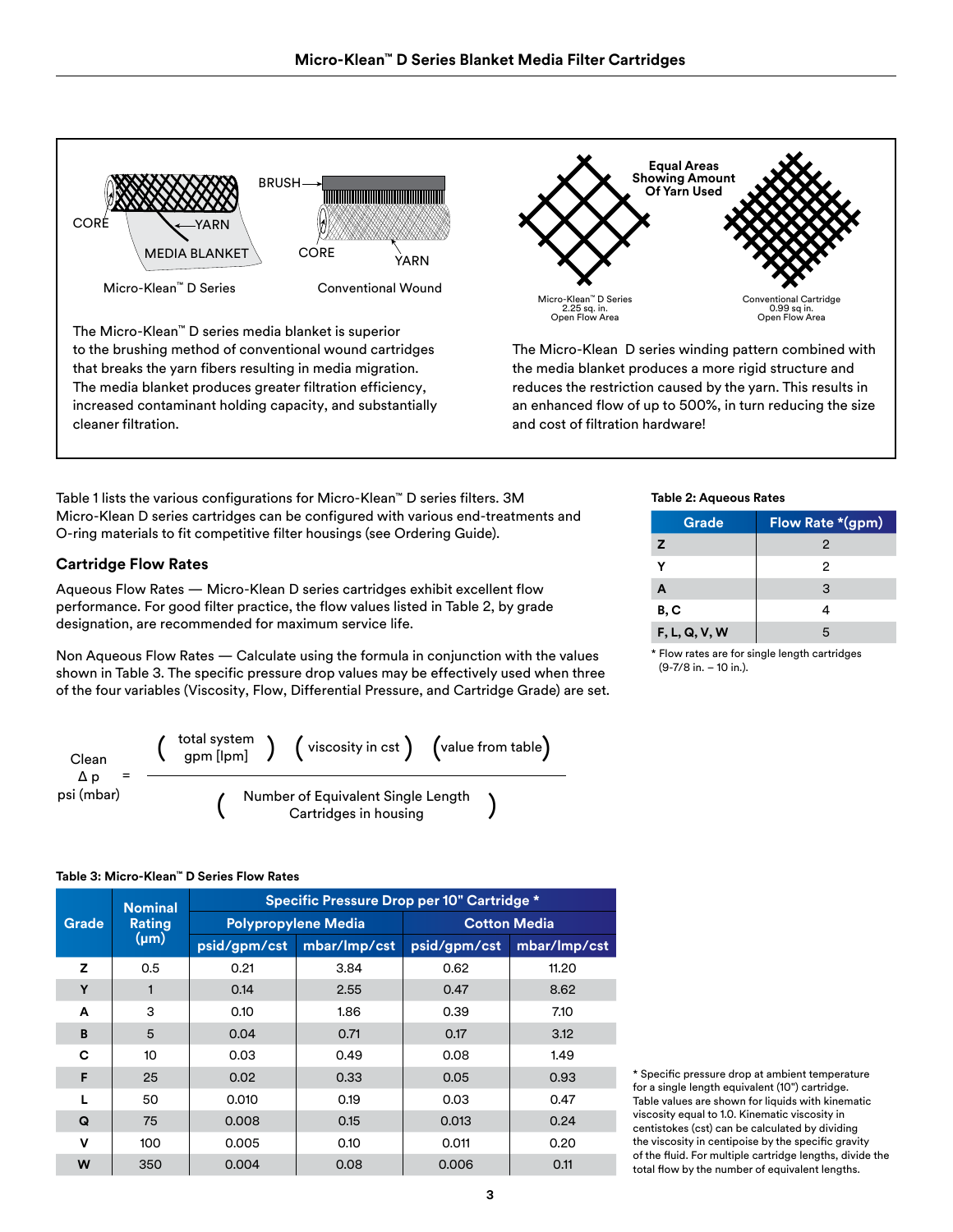Micro-Klean™ D Series

Conventional Wound

CORE YARN MEDIA BLANKET BRUSH CORE YARN

The Micro-Klean™ D series media blanket is superior to the brushing method of conventional wound cartridges that breaks the yarn fibers resulting in media migration. The media blanket produces greater filtration efficiency, increased contaminant holding capacity, and substantially cleaner filtration.

Equal Areas Showing Amount Of Yarn Used

Micro-Klean™ D Series 2.25 sq. in. Open Flow Area

Conventional Cartridge 0.99 sq in. Open Flow Area

The Micro-Klean D series winding pattern combined with the media blanket produces a more rigid structure and reduces the restriction caused by the yarn. This results in an enhanced flow of up to 500%, in turn reducing the size and cost of filtration hardware!

Table 1 lists the various configurations for Micro-Klean™ D series filters. 3M Micro-Klean D series cartridges can be configured with various end-treatments and O-ring materials to fit competitive filter housings (see Ordering Guide).

### Cartridge Flow Rates

Aqueous Flow Rates — Micro-Klean D series cartridges exhibit excellent flow performance. For good filter practice, the flow values listed in Table 2, by grade designation, are recommended for maximum service life.

Non Aqueous Flow Rates — Calculate using the formula in conjunction with the values shown in Table 3. The specific pressure drop values may be effectively used when three of the four variables (Viscosity, Flow, Differential Pressure, and Cartridge Grade) are set.

$$\text{Clean } \Delta p \text{ psi (mbar)} = \frac{(\text{total system gpm [lpm]})\ (\text{viscosity in cst})\ (\text{value from table})}{(\text{Number of Equivalent Single Length Cartridges in housing})}$$

**Table 2: Aqueous Rates**

| Grade | Flow Rate *(gpm) |
|---|---|
| Z | 2 |
| Y | 2 |
| A | 3 |
| B, C | 4 |
| F, L, Q, V, W | 5 |

* Flow rates are for single length cartridges (9-7/8 in. – 10 in.).

**Table 3: Micro-Klean™ D Series Flow Rates**

| Grade | Nominal Rating (µm) | Specific Pressure Drop per 10" Cartridge * | | | |
|---|---|---|---|---|---|
| | | Polypropylene Media | | Cotton Media | |
| | | psid/gpm/cst | mbar/Imp/cst | psid/gpm/cst | mbar/Imp/cst |
| Z | 0.5 | 0.21 | 3.84 | 0.62 | 11.20 |
| Y | 1 | 0.14 | 2.55 | 0.47 | 8.62 |
| A | 3 | 0.10 | 1.86 | 0.39 | 7.10 |
| B | 5 | 0.04 | 0.71 | 0.17 | 3.12 |
| C | 10 | 0.03 | 0.49 | 0.08 | 1.49 |
| F | 25 | 0.02 | 0.33 | 0.05 | 0.93 |
| L | 50 | 0.010 | 0.19 | 0.03 | 0.47 |
| Q | 75 | 0.008 | 0.15 | 0.013 | 0.24 |
| V | 100 | 0.005 | 0.10 | 0.011 | 0.20 |
| W | 350 | 0.004 | 0.08 | 0.006 | 0.11 |

* Specific pressure drop at ambient temperature for a single length equivalent (10") cartridge. Table values are shown for liquids with kinematic viscosity equal to 1.0. Kinematic viscosity in centistokes (cst) can be calculated by dividing the viscosity in centipoise by the specific gravity of the fluid. For multiple cartridge lengths, divide the total flow by the number of equivalent lengths.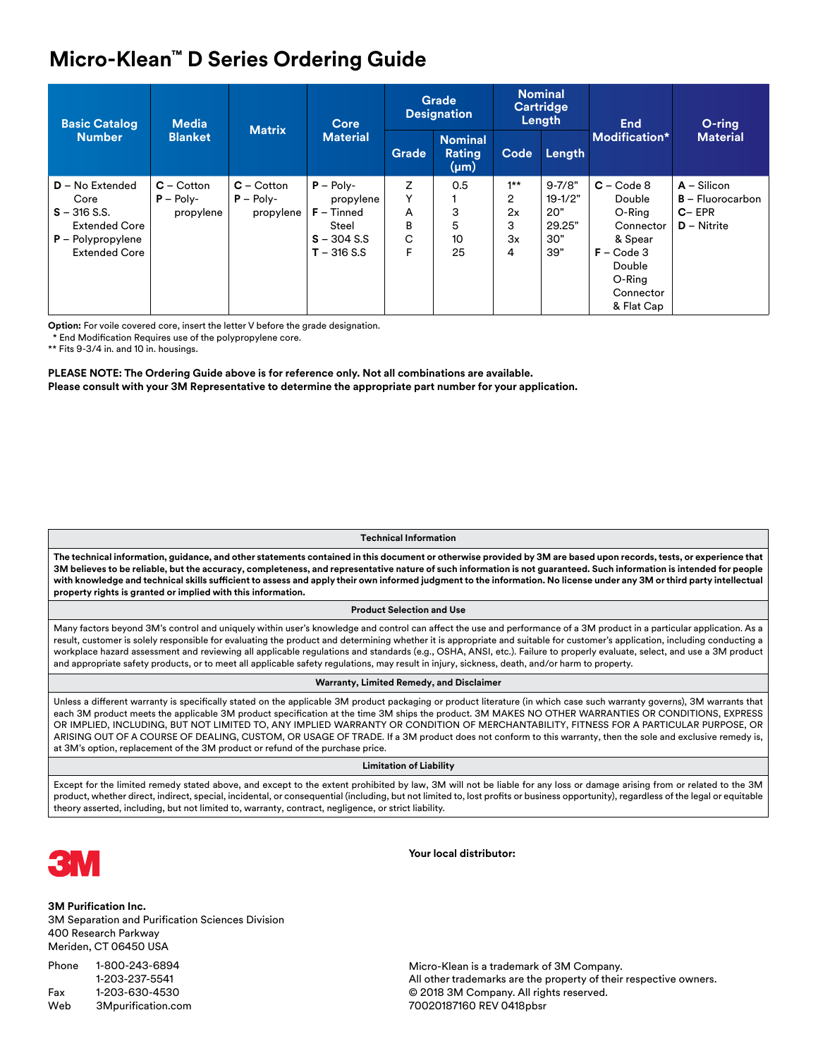# Micro-Klean™ D Series Ordering Guide

| Basic Catalog Number | Media Blanket | Matrix | Core Material | Grade Designation | | Nominal Cartridge Length | | End Modification* | O-ring Material |
|---|---|---|---|---|---|---|---|---|---|
| | | | | Grade | Nominal Rating (µm) | Code | Length | | |
| **D** – No Extended Core<br>**S** – 316 S.S. Extended Core<br>**P** – Polypropylene Extended Core | **C** – Cotton<br>**P** – Poly-propylene | **C** – Cotton<br>**P** – Poly-propylene | **P** – Poly-propylene<br>**F** – Tinned Steel<br>**S** – 304 S.S<br>**T** – 316 S.S | Z<br>Y<br>A<br>B<br>C<br>F | 0.5<br>1<br>3<br>5<br>10<br>25 | 1**<br>2<br>2x<br>3<br>3x<br>4 | 9-7/8"<br>19-1/2"<br>20"<br>29.25"<br>30"<br>39" | **C** – Code 8 Double O-Ring Connector & Spear<br>**F** – Code 3 Double O-Ring Connector & Flat Cap | **A** – Silicon<br>**B** – Fluorocarbon<br>**C**– EPR<br>**D** – Nitrite |

**Option:** For voile covered core, insert the letter V before the grade designation.
* End Modification Requires use of the polypropylene core.
** Fits 9-3/4 in. and 10 in. housings.

**PLEASE NOTE: The Ordering Guide above is for reference only. Not all combinations are available.**
**Please consult with your 3M Representative to determine the appropriate part number for your application.**

**Technical Information**

**The technical information, guidance, and other statements contained in this document or otherwise provided by 3M are based upon records, tests, or experience that 3M believes to be reliable, but the accuracy, completeness, and representative nature of such information is not guaranteed. Such information is intended for people with knowledge and technical skills sufficient to assess and apply their own informed judgment to the information. No license under any 3M or third party intellectual property rights is granted or implied with this information.**

**Product Selection and Use**

Many factors beyond 3M's control and uniquely within user's knowledge and control can affect the use and performance of a 3M product in a particular application. As a result, customer is solely responsible for evaluating the product and determining whether it is appropriate and suitable for customer's application, including conducting a workplace hazard assessment and reviewing all applicable regulations and standards (e.g., OSHA, ANSI, etc.). Failure to properly evaluate, select, and use a 3M product and appropriate safety products, or to meet all applicable safety regulations, may result in injury, sickness, death, and/or harm to property.

**Warranty, Limited Remedy, and Disclaimer**

Unless a different warranty is specifically stated on the applicable 3M product packaging or product literature (in which case such warranty governs), 3M warrants that each 3M product meets the applicable 3M product specification at the time 3M ships the product. 3M MAKES NO OTHER WARRANTIES OR CONDITIONS, EXPRESS OR IMPLIED, INCLUDING, BUT NOT LIMITED TO, ANY IMPLIED WARRANTY OR CONDITION OF MERCHANTABILITY, FITNESS FOR A PARTICULAR PURPOSE, OR ARISING OUT OF A COURSE OF DEALING, CUSTOM, OR USAGE OF TRADE. If a 3M product does not conform to this warranty, then the sole and exclusive remedy is, at 3M's option, replacement of the 3M product or refund of the purchase price.

**Limitation of Liability**

Except for the limited remedy stated above, and except to the extent prohibited by law, 3M will not be liable for any loss or damage arising from or related to the 3M product, whether direct, indirect, special, incidental, or consequential (including, but not limited to, lost profits or business opportunity), regardless of the legal or equitable theory asserted, including, but not limited to, warranty, contract, negligence, or strict liability.

3M

**Your local distributor:**

**3M Purification Inc.**
3M Separation and Purification Sciences Division
400 Research Parkway
Meriden, CT 06450 USA

Phone 1-800-243-6894
1-203-237-5541
Fax 1-203-630-4530
Web 3Mpurification.com

Micro-Klean is a trademark of 3M Company.
All other trademarks are the property of their respective owners.
© 2018 3M Company. All rights reserved.
70020187160 REV 0418pbsr